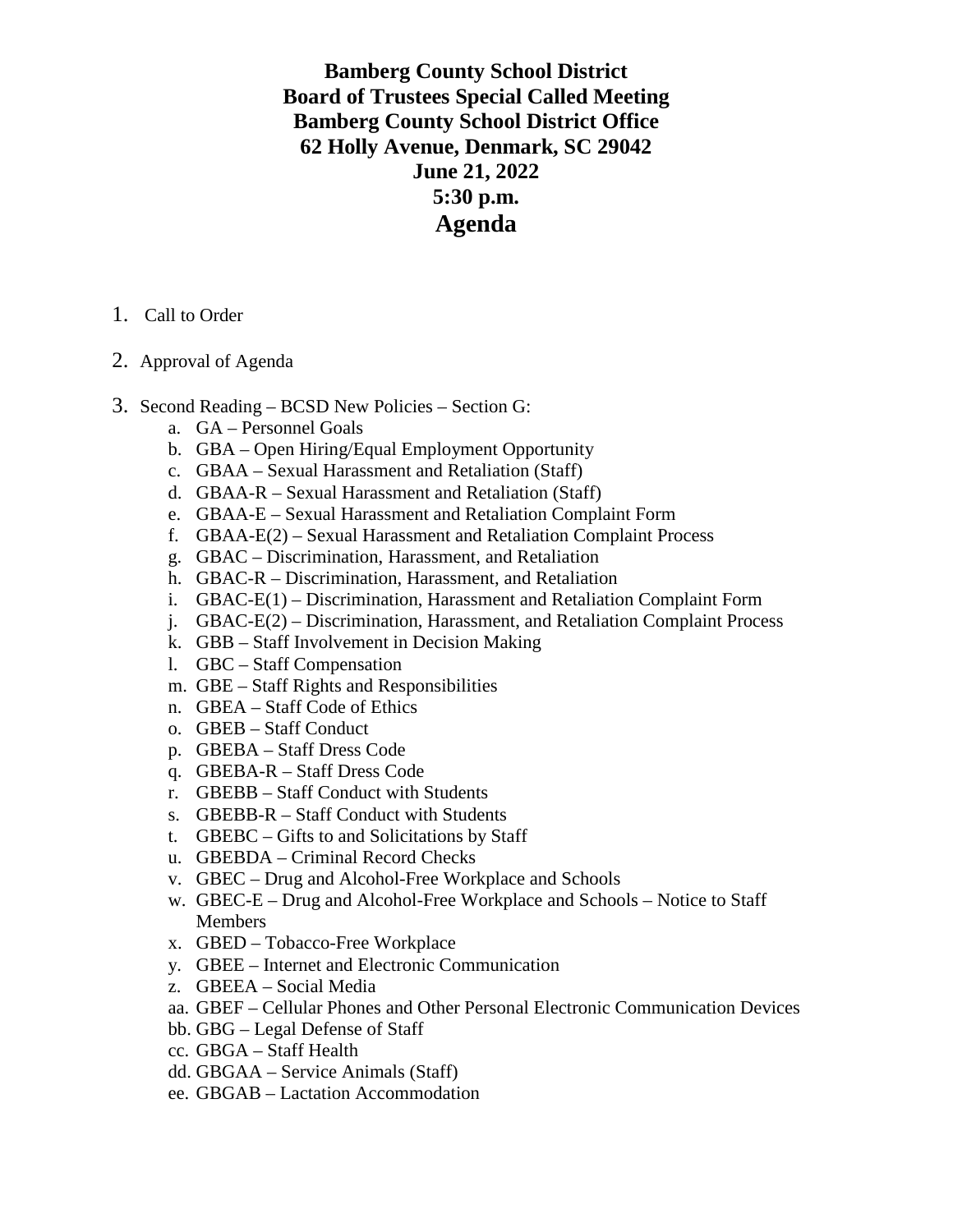**Bamberg County School District**
**Board of Trustees Special Called Meeting**
**Bamberg County School District Office**
**62 Holly Avenue, Denmark, SC 29042**
**June 21, 2022**
**5:30 p.m.**

# Agenda

1. Call to Order

2. Approval of Agenda

3. Second Reading – BCSD New Policies – Section G:
   a. GA – Personnel Goals
   b. GBA – Open Hiring/Equal Employment Opportunity
   c. GBAA – Sexual Harassment and Retaliation (Staff)
   d. GBAA-R – Sexual Harassment and Retaliation (Staff)
   e. GBAA-E – Sexual Harassment and Retaliation Complaint Form
   f. GBAA-E(2) – Sexual Harassment and Retaliation Complaint Process
   g. GBAC – Discrimination, Harassment, and Retaliation
   h. GBAC-R – Discrimination, Harassment, and Retaliation
   i. GBAC-E(1) – Discrimination, Harassment and Retaliation Complaint Form
   j. GBAC-E(2) – Discrimination, Harassment, and Retaliation Complaint Process
   k. GBB – Staff Involvement in Decision Making
   l. GBC – Staff Compensation
   m. GBE – Staff Rights and Responsibilities
   n. GBEA – Staff Code of Ethics
   o. GBEB – Staff Conduct
   p. GBEBA – Staff Dress Code
   q. GBEBA-R – Staff Dress Code
   r. GBEBB – Staff Conduct with Students
   s. GBEBB-R – Staff Conduct with Students
   t. GBEBC – Gifts to and Solicitations by Staff
   u. GBEBDA – Criminal Record Checks
   v. GBEC – Drug and Alcohol-Free Workplace and Schools
   w. GBEC-E – Drug and Alcohol-Free Workplace and Schools – Notice to Staff Members
   x. GBED – Tobacco-Free Workplace
   y. GBEE – Internet and Electronic Communication
   z. GBEEA – Social Media
   aa. GBEF – Cellular Phones and Other Personal Electronic Communication Devices
   bb. GBG – Legal Defense of Staff
   cc. GBGA – Staff Health
   dd. GBGAA – Service Animals (Staff)
   ee. GBGAB – Lactation Accommodation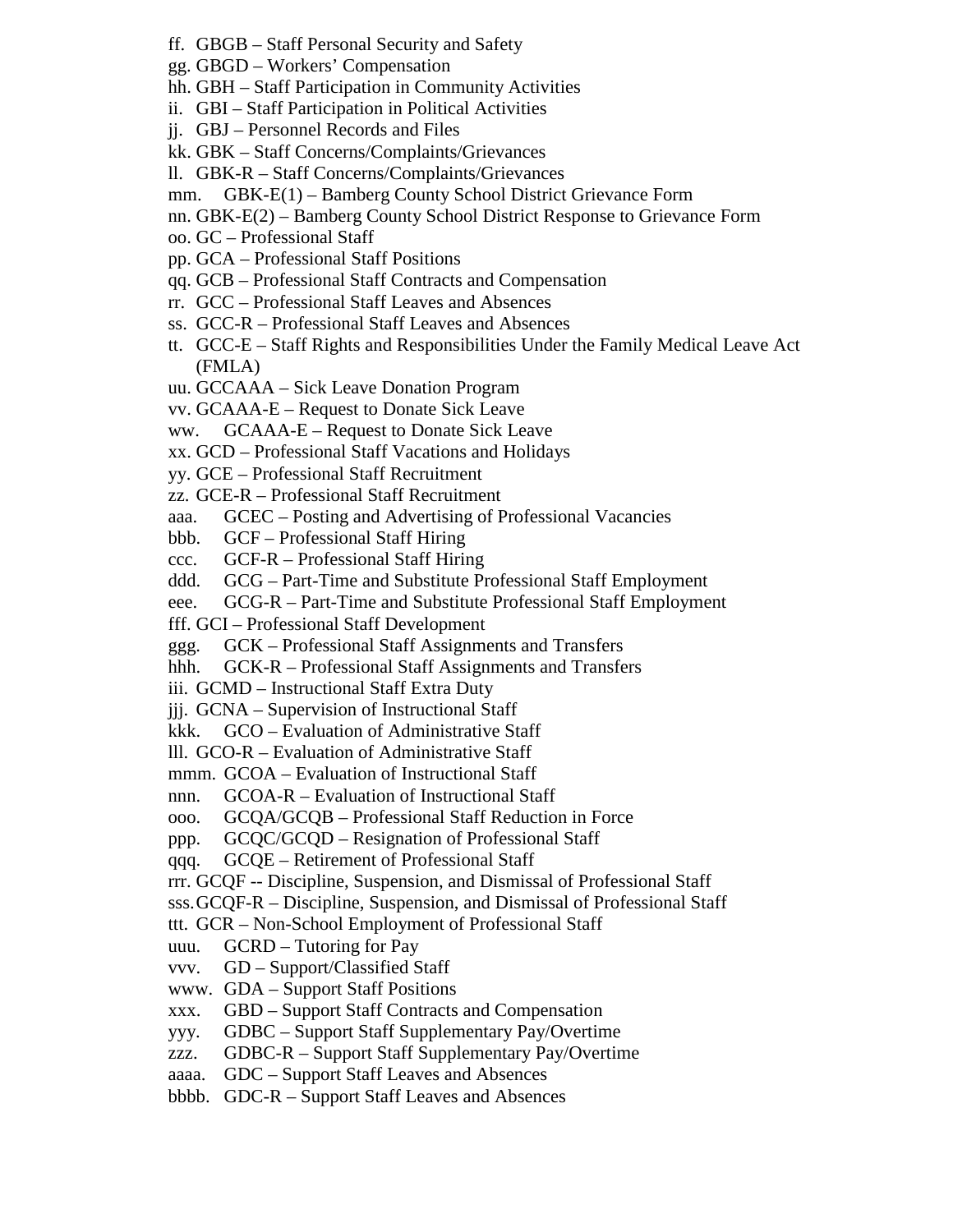ff. GBGB – Staff Personal Security and Safety
gg. GBGD – Workers' Compensation
hh. GBH – Staff Participation in Community Activities
ii. GBI – Staff Participation in Political Activities
jj. GBJ – Personnel Records and Files
kk. GBK – Staff Concerns/Complaints/Grievances
ll. GBK-R – Staff Concerns/Complaints/Grievances
mm. GBK-E(1) – Bamberg County School District Grievance Form
nn. GBK-E(2) – Bamberg County School District Response to Grievance Form
oo. GC – Professional Staff
pp. GCA – Professional Staff Positions
qq. GCB – Professional Staff Contracts and Compensation
rr. GCC – Professional Staff Leaves and Absences
ss. GCC-R – Professional Staff Leaves and Absences
tt. GCC-E – Staff Rights and Responsibilities Under the Family Medical Leave Act (FMLA)
uu. GCCAAA – Sick Leave Donation Program
vv. GCAAA-E – Request to Donate Sick Leave
ww. GCAAA-E – Request to Donate Sick Leave
xx. GCD – Professional Staff Vacations and Holidays
yy. GCE – Professional Staff Recruitment
zz. GCE-R – Professional Staff Recruitment
aaa. GCEC – Posting and Advertising of Professional Vacancies
bbb. GCF – Professional Staff Hiring
ccc. GCF-R – Professional Staff Hiring
ddd. GCG – Part-Time and Substitute Professional Staff Employment
eee. GCG-R – Part-Time and Substitute Professional Staff Employment
fff. GCI – Professional Staff Development
ggg. GCK – Professional Staff Assignments and Transfers
hhh. GCK-R – Professional Staff Assignments and Transfers
iii. GCMD – Instructional Staff Extra Duty
jjj. GCNA – Supervision of Instructional Staff
kkk. GCO – Evaluation of Administrative Staff
lll. GCO-R – Evaluation of Administrative Staff
mmm. GCOA – Evaluation of Instructional Staff
nnn. GCOA-R – Evaluation of Instructional Staff
ooo. GCQA/GCQB – Professional Staff Reduction in Force
ppp. GCQC/GCQD – Resignation of Professional Staff
qqq. GCQE – Retirement of Professional Staff
rrr. GCQF -- Discipline, Suspension, and Dismissal of Professional Staff
sss. GCQF-R – Discipline, Suspension, and Dismissal of Professional Staff
ttt. GCR – Non-School Employment of Professional Staff
uuu. GCRD – Tutoring for Pay
vvv. GD – Support/Classified Staff
www. GDA – Support Staff Positions
xxx. GBD – Support Staff Contracts and Compensation
yyy. GDBC – Support Staff Supplementary Pay/Overtime
zzz. GDBC-R – Support Staff Supplementary Pay/Overtime
aaaa. GDC – Support Staff Leaves and Absences
bbbb. GDC-R – Support Staff Leaves and Absences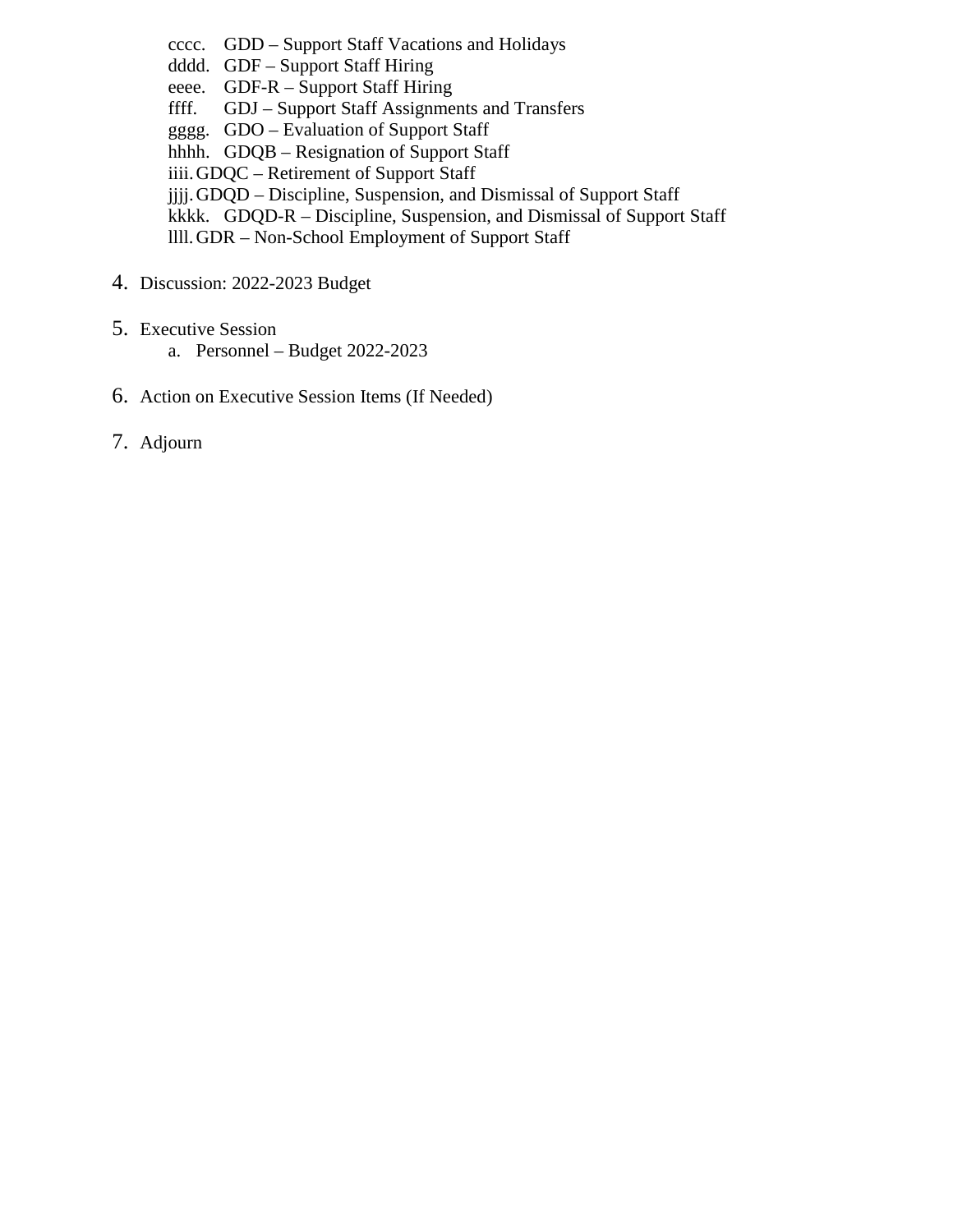cccc. GDD – Support Staff Vacations and Holidays
    dddd. GDF – Support Staff Hiring
    eeee. GDF-R – Support Staff Hiring
    ffff. GDJ – Support Staff Assignments and Transfers
    gggg. GDO – Evaluation of Support Staff
    hhhh. GDQB – Resignation of Support Staff
    iiii. GDQC – Retirement of Support Staff
    jjjj. GDQD – Discipline, Suspension, and Dismissal of Support Staff
    kkkk. GDQD-R – Discipline, Suspension, and Dismissal of Support Staff
    llll. GDR – Non-School Employment of Support Staff

4. Discussion: 2022-2023 Budget

5. Executive Session
    a. Personnel – Budget 2022-2023

6. Action on Executive Session Items (If Needed)

7. Adjourn